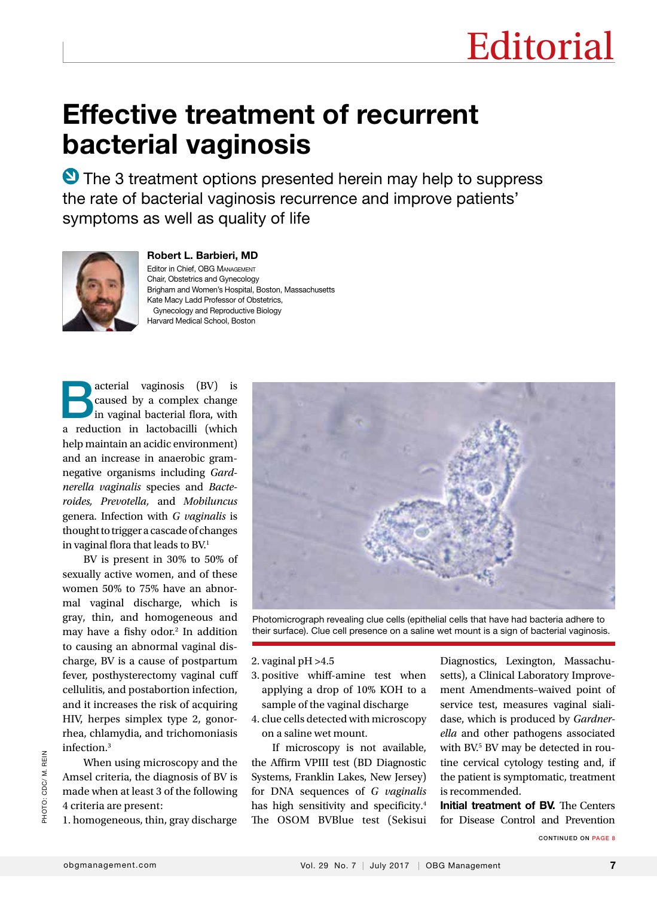# Effective treatment of recurrent bacterial vaginosis

The 3 treatment options presented herein may help to suppress the rate of bacterial vaginosis recurrence and improve patients' symptoms as well as quality of life

**Robert L. Barbieri, MD**
Editor in Chief, OBG Management
Chair, Obstetrics and Gynecology
Brigham and Women's Hospital, Boston, Massachusetts
Kate Macy Ladd Professor of Obstetrics, Gynecology and Reproductive Biology
Harvard Medical School, Boston

Bacterial vaginosis (BV) is caused by a complex change in vaginal bacterial flora, with a reduction in lactobacilli (which help maintain an acidic environment) and an increase in anaerobic gram-negative organisms including *Gardnerella vaginalis* species and *Bacteroides, Prevotella,* and *Mobiluncus* genera. Infection with *G vaginalis* is thought to trigger a cascade of changes in vaginal flora that leads to BV.[1]

BV is present in 30% to 50% of sexually active women, and of these women 50% to 75% have an abnormal vaginal discharge, which is gray, thin, and homogeneous and may have a fishy odor.[2] In addition to causing an abnormal vaginal discharge, BV is a cause of postpartum fever, posthysterectomy vaginal cuff cellulitis, and postabortion infection, and it increases the risk of acquiring HIV, herpes simplex type 2, gonorrhea, chlamydia, and trichomoniasis infection.[3]

Photomicrograph revealing clue cells (epithelial cells that have had bacteria adhere to their surface). Clue cell presence on a saline wet mount is a sign of bacterial vaginosis.

When using microscopy and the Amsel criteria, the diagnosis of BV is made when at least 3 of the following 4 criteria are present:

1. homogeneous, thin, gray discharge
2. vaginal pH >4.5
3. positive whiff-amine test when applying a drop of 10% KOH to a sample of the vaginal discharge
4. clue cells detected with microscopy on a saline wet mount.

If microscopy is not available, the Affirm VPIII test (BD Diagnostic Systems, Franklin Lakes, New Jersey) for DNA sequences of *G vaginalis* has high sensitivity and specificity.[4] The OSOM BVBlue test (Sekisui Diagnostics, Lexington, Massachusetts), a Clinical Laboratory Improvement Amendments–waived point of service test, measures vaginal sialidase, which is produced by *Gardnerella* and other pathogens associated with BV.[5] BV may be detected in routine cervical cytology testing and, if the patient is symptomatic, treatment is recommended.

**Initial treatment of BV.** The Centers for Disease Control and Prevention

CONTINUED ON PAGE 8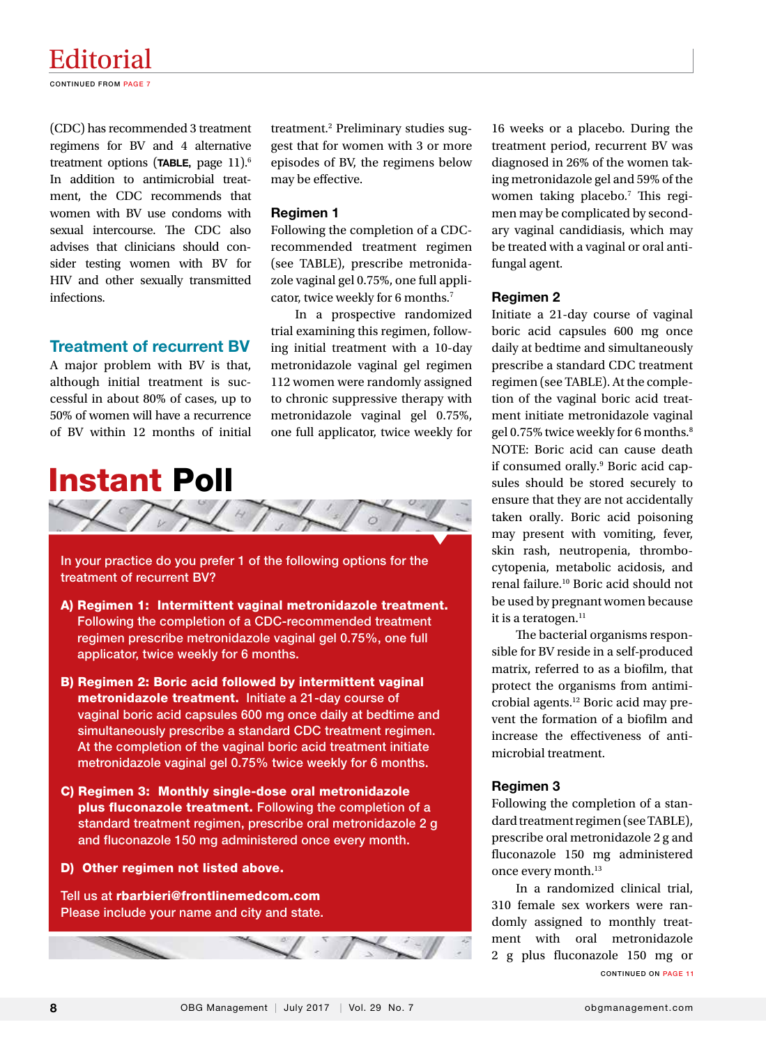# Editorial

CONTINUED FROM PAGE 7

(CDC) has recommended 3 treatment regimens for BV and 4 alternative treatment options (**TABLE**, page 11).[6] In addition to antimicrobial treatment, the CDC recommends that women with BV use condoms with sexual intercourse. The CDC also advises that clinicians should consider testing women with BV for HIV and other sexually transmitted infections.

## Treatment of recurrent BV

A major problem with BV is that, although initial treatment is successful in about 80% of cases, up to 50% of women will have a recurrence of BV within 12 months of initial treatment.[2] Preliminary studies suggest that for women with 3 or more episodes of BV, the regimens below may be effective.

### Regimen 1

Following the completion of a CDC-recommended treatment regimen (see TABLE), prescribe metronidazole vaginal gel 0.75%, one full applicator, twice weekly for 6 months.[7]

In a prospective randomized trial examining this regimen, following initial treatment with a 10-day metronidazole vaginal gel regimen 112 women were randomly assigned to chronic suppressive therapy with metronidazole vaginal gel 0.75%, one full applicator, twice weekly for 16 weeks or a placebo. During the treatment period, recurrent BV was diagnosed in 26% of the women taking metronidazole gel and 59% of the women taking placebo.[7] This regimen may be complicated by secondary vaginal candidiasis, which may be treated with a vaginal or oral antifungal agent.

### Regimen 2

Initiate a 21-day course of vaginal boric acid capsules 600 mg once daily at bedtime and simultaneously prescribe a standard CDC treatment regimen (see TABLE). At the completion of the vaginal boric acid treatment initiate metronidazole vaginal gel 0.75% twice weekly for 6 months.[8] NOTE: Boric acid can cause death if consumed orally.[9] Boric acid capsules should be stored securely to ensure that they are not accidentally taken orally. Boric acid poisoning may present with vomiting, fever, skin rash, neutropenia, thrombocytopenia, metabolic acidosis, and renal failure.[10] Boric acid should not be used by pregnant women because it is a teratogen.[11]

The bacterial organisms responsible for BV reside in a self-produced matrix, referred to as a biofilm, that protect the organisms from antimicrobial agents.[12] Boric acid may prevent the formation of a biofilm and increase the effectiveness of antimicrobial treatment.

### Regimen 3

Following the completion of a standard treatment regimen (see TABLE), prescribe oral metronidazole 2 g and fluconazole 150 mg administered once every month.[13]

In a randomized clinical trial, 310 female sex workers were randomly assigned to monthly treatment with oral metronidazole 2 g plus fluconazole 150 mg or

CONTINUED ON PAGE 11

---

## Instant Poll

In your practice do you prefer 1 of the following options for the treatment of recurrent BV?

**A) Regimen 1: Intermittent vaginal metronidazole treatment.** Following the completion of a CDC-recommended treatment regimen prescribe metronidazole vaginal gel 0.75%, one full applicator, twice weekly for 6 months.

**B) Regimen 2: Boric acid followed by intermittent vaginal metronidazole treatment.** Initiate a 21-day course of vaginal boric acid capsules 600 mg once daily at bedtime and simultaneously prescribe a standard CDC treatment regimen. At the completion of the vaginal boric acid treatment initiate metronidazole vaginal gel 0.75% twice weekly for 6 months.

**C) Regimen 3: Monthly single-dose oral metronidazole plus fluconazole treatment.** Following the completion of a standard treatment regimen, prescribe oral metronidazole 2 g and fluconazole 150 mg administered once every month.

**D) Other regimen not listed above.**

Tell us at **rbarbieri@frontlinemedcom.com**
Please include your name and city and state.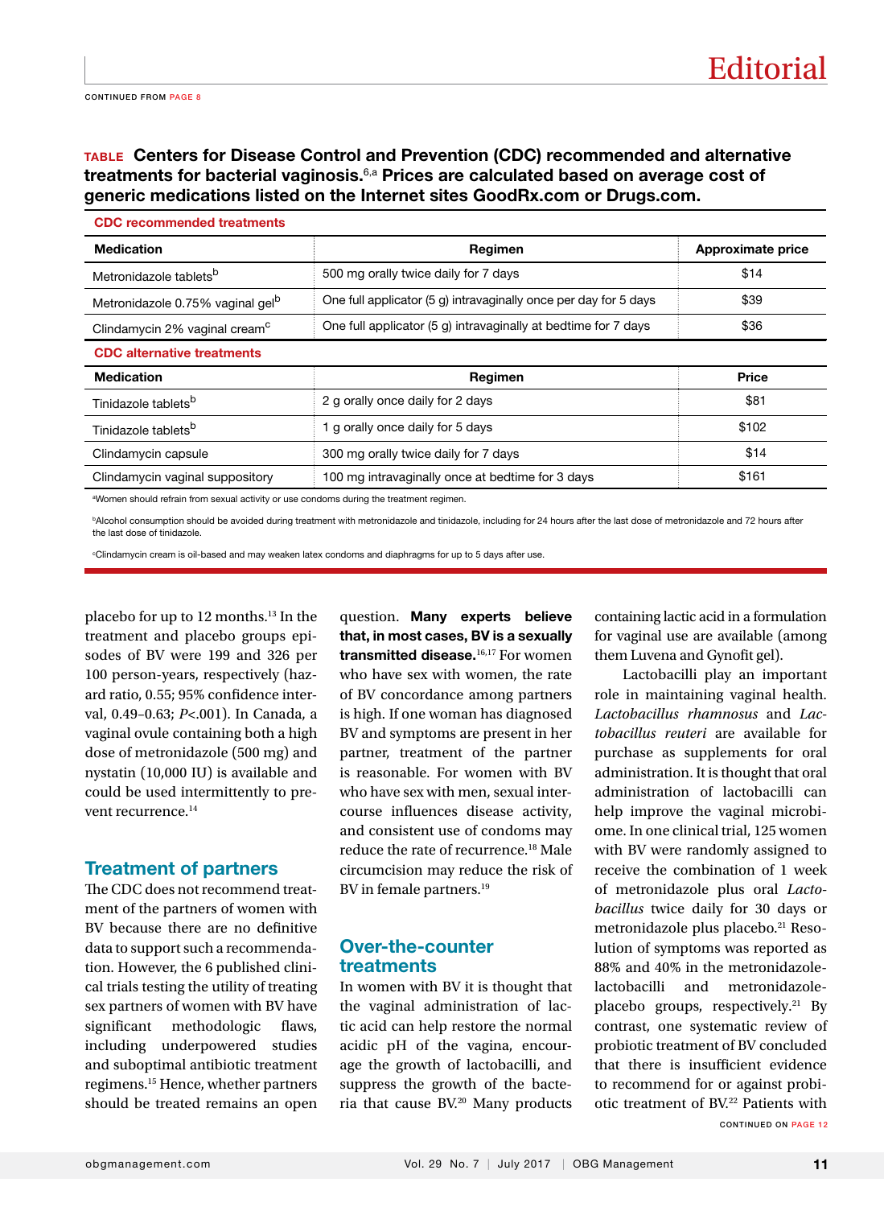CONTINUED FROM PAGE 8

**TABLE Centers for Disease Control and Prevention (CDC) recommended and alternative treatments for bacterial vaginosis.[6,a] Prices are calculated based on average cost of generic medications listed on the Internet sites GoodRx.com or Drugs.com.**

| CDC recommended treatments | | |
|---|---|---|
| **Medication** | **Regimen** | **Approximate price** |
| Metronidazole tablets[b] | 500 mg orally twice daily for 7 days | $14 |
| Metronidazole 0.75% vaginal gel[b] | One full applicator (5 g) intravaginally once per day for 5 days | $39 |
| Clindamycin 2% vaginal cream[c] | One full applicator (5 g) intravaginally at bedtime for 7 days | $36 |
| **CDC alternative treatments** | | |
| **Medication** | **Regimen** | **Price** |
| Tinidazole tablets[b] | 2 g orally once daily for 2 days | $81 |
| Tinidazole tablets[b] | 1 g orally once daily for 5 days | $102 |
| Clindamycin capsule | 300 mg orally twice daily for 7 days | $14 |
| Clindamycin vaginal suppository | 100 mg intravaginally once at bedtime for 3 days | $161 |

[a]Women should refrain from sexual activity or use condoms during the treatment regimen.

[b]Alcohol consumption should be avoided during treatment with metronidazole and tinidazole, including for 24 hours after the last dose of metronidazole and 72 hours after the last dose of tinidazole.

[c]Clindamycin cream is oil-based and may weaken latex condoms and diaphragms for up to 5 days after use.

placebo for up to 12 months.[13] In the treatment and placebo groups episodes of BV were 199 and 326 per 100 person-years, respectively (hazard ratio, 0.55; 95% confidence interval, 0.49–0.63; $P<.001$). In Canada, a vaginal ovule containing both a high dose of metronidazole (500 mg) and nystatin (10,000 IU) is available and could be used intermittently to prevent recurrence.[14]

## Treatment of partners

The CDC does not recommend treatment of the partners of women with BV because there are no definitive data to support such a recommendation. However, the 6 published clinical trials testing the utility of treating sex partners of women with BV have significant methodologic flaws, including underpowered studies and suboptimal antibiotic treatment regimens.[15] Hence, whether partners should be treated remains an open question. **Many experts believe that, in most cases, BV is a sexually transmitted disease.**[16,17] For women who have sex with women, the rate of BV concordance among partners is high. If one woman has diagnosed BV and symptoms are present in her partner, treatment of the partner is reasonable. For women with BV who have sex with men, sexual intercourse influences disease activity, and consistent use of condoms may reduce the rate of recurrence.[18] Male circumcision may reduce the risk of BV in female partners.[19]

## Over-the-counter treatments

In women with BV it is thought that the vaginal administration of lactic acid can help restore the normal acidic pH of the vagina, encourage the growth of lactobacilli, and suppress the growth of the bacteria that cause BV.[20] Many products containing lactic acid in a formulation for vaginal use are available (among them Luvena and Gynofit gel).

Lactobacilli play an important role in maintaining vaginal health. *Lactobacillus rhamnosus* and *Lactobacillus reuteri* are available for purchase as supplements for oral administration. It is thought that oral administration of lactobacilli can help improve the vaginal microbiome. In one clinical trial, 125 women with BV were randomly assigned to receive the combination of 1 week of metronidazole plus oral *Lactobacillus* twice daily for 30 days or metronidazole plus placebo.[21] Resolution of symptoms was reported as 88% and 40% in the metronidazole-lactobacilli and metronidazole-placebo groups, respectively.[21] By contrast, one systematic review of probiotic treatment of BV concluded that there is insufficient evidence to recommend for or against probiotic treatment of BV.[22] Patients with

CONTINUED ON PAGE 12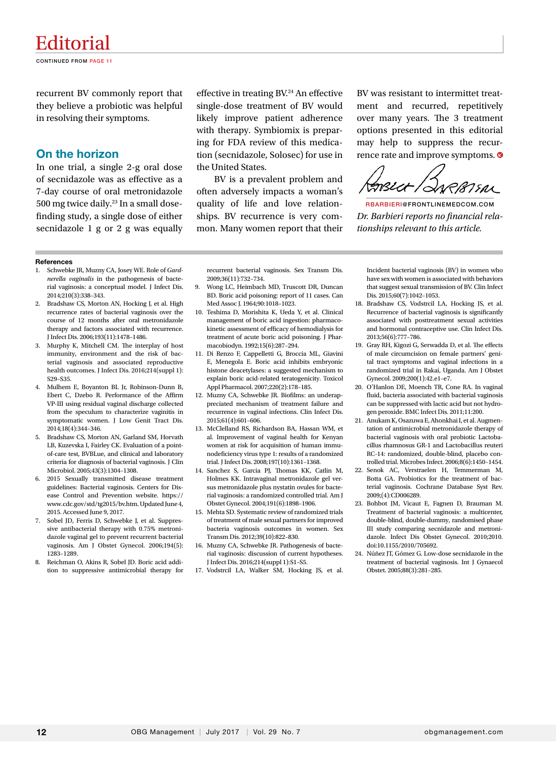# Editorial

CONTINUED FROM PAGE 11

recurrent BV commonly report that they believe a probiotic was helpful in resolving their symptoms.

## On the horizon

In one trial, a single 2-g oral dose of secnidazole was as effective as a 7-day course of oral metronidazole 500 mg twice daily.[23] In a small dose-finding study, a single dose of either secnidazole 1 g or 2 g was equally effective in treating BV.[24] An effective single-dose treatment of BV would likely improve patient adherence with therapy. Symbiomix is preparing for FDA review of this medication (secnidazole, Solosec) for use in the United States.

BV is a prevalent problem and often adversely impacts a woman's quality of life and love relationships. BV recurrence is very common. Many women report that their BV was resistant to intermittent treatment and recurred, repetitively over many years. The 3 treatment options presented in this editorial may help to suppress the recurrence rate and improve symptoms.

RBARBIERI@FRONTLINEMEDCOM.COM

*Dr. Barbieri reports no financial relationships relevant to this article.*

### References

1. Schwebke JR, Muzny CA, Josey WE. Role of *Gardnerella vaginalis* in the pathogenesis of bacterial vaginosis: a conceptual model. J Infect Dis. 2014;210(3):338–343.
2. Bradshaw CS, Morton AN, Hocking J, et al. High recurrence rates of bacterial vaginosis over the course of 12 months after oral metronidazole therapy and factors associated with recurrence. J Infect Dis. 2006;193(11):1478–1486.
3. Murphy K, Mitchell CM. The interplay of host immunity, environment and the risk of bacterial vaginosis and associated reproductive health outcomes. J Infect Dis. 2016;214(suppl 1):S29–S35.
4. Mulhem E, Boyanton BL Jr, Robinson-Dunn B, Ebert C, Dzebo R. Performance of the Affirm VP-III using residual vaginal discharge collected from the speculum to characterize vaginitis in symptomatic women. J Low Genit Tract Dis. 2014;18(4):344–346.
5. Bradshaw CS, Morton AN, Garland SM, Horvath LB, Kuzevska I, Fairley CK. Evaluation of a point-of-care test, BVBLue, and clinical and laboratory criteria for diagnosis of bacterial vaginosis. J Clin Microbiol. 2005;43(3):1304–1308.
6. 2015 Sexually transmitted disease treatment guidelines: Bacterial vaginosis. Centers for Disease Control and Prevention website. https://www.cdc.gov/std/tg2015/bv.htm. Updated June 4, 2015. Accessed June 9, 2017.
7. Sobel JD, Ferris D, Schwebke J, et al. Suppressive antibacterial therapy with 0.75% metronidazole vaginal gel to prevent recurrent bacterial vaginosis. Am J Obstet Gynecol. 2006;194(5):1283–1289.
8. Reichman O, Akins R, Sobel JD. Boric acid addition to suppressive antimicrobial therapy for recurrent bacterial vaginosis. Sex Transm Dis. 2009;36(11):732–734.
9. Wong LC, Heimbach MD, Truscott DR, Duncan BD. Boric acid poisoning: report of 11 cases. Can Med Assoc J. 1964;90:1018–1023.
10. Teshima D, Morishita K, Ueda Y, et al. Clinical management of boric acid ingestion: pharmacokinetic assessment of efficacy of hemodialysis for treatment of acute boric acid poisoning. J Pharmacobiodyn. 1992;15(6):287–294.
11. Di Renzo F, Cappelletti G, Broccia ML, Giavini E, Menegola E. Boric acid inhibits embryonic histone deacetylases: a suggested mechanism to explain boric acid-related teratogenicity. Toxicol Appl Pharmacol. 2007;220(2):178–185.
12. Muzny CA, Schwebke JR. Biofilms: an underappreciated mechanism of treatment failure and recurrence in vaginal infections. Clin Infect Dis. 2015;61(4):601–606.
13. McClelland RS, Richardson BA, Hassan WM, et al. Improvement of vaginal health for Kenyan women at risk for acquisition of human immunodeficiency virus type 1: results of a randomized trial. J Infect Dis. 2008;197(10):1361–1368.
14. Sanchez S, Garcia PJ, Thomas KK, Catlin M, Holmes KK. Intravaginal metronidazole gel versus metronidazole plus nystatin ovules for bacterial vaginosis: a randomized controlled trial. Am J Obstet Gynecol. 2004;191(6):1898–1906.
15. Mehta SD. Systematic review of randomized trials of treatment of male sexual partners for improved bacteria vaginosis outcomes in women. Sex Transm Dis. 2012;39(10):822–830.
16. Muzny CA, Schwebke JR. Pathogenesis of bacterial vaginosis: discussion of current hypotheses. J Infect Dis. 2016;214(suppl 1):S1–S5.
17. Vodstrcil LA, Walker SM, Hocking JS, et al. Incident bacterial vaginosis (BV) in women who have sex with women is associated with behaviors that suggest sexual transmission of BV. Clin Infect Dis. 2015;60(7):1042–1053.
18. Bradshaw CS, Vodstrcil LA, Hocking JS, et al. Recurrence of bacterial vaginosis is significantly associated with posttreatment sexual activities and hormonal contraceptive use. Clin Infect Dis. 2013;56(6):777–786.
19. Gray RH, Kigozi G, Serwadda D, et al. The effects of male circumcision on female partners' genital tract symptoms and vaginal infections in a randomized trial in Rakai, Uganda. Am J Obstet Gynecol. 2009;200(1):42.e1–e7.
20. O'Hanlon DE, Moench TR, Cone RA. In vaginal fluid, bacteria associated with bacterial vaginosis can be suppressed with lactic acid but not hydrogen peroxide. BMC Infect Dis. 2011;11:200.
21. Anukam K, Osazuwa E, Ahonkhai I, et al. Augmentation of antimicrobial metronidazole therapy of bacterial vaginosis with oral probiotic Lactobacillus rhamnosus GR-1 and Lactobacillus reuteri RC-14: randomized, double-blind, placebo controlled trial. Microbes Infect. 2006;8(6):1450–1454.
22. Senok AC, Verstraelen H, Temmerman M, Botta GA. Probiotics for the treatment of bacterial vaginosis. Cochrane Database Syst Rev. 2009;(4):CD006289.
23. Bohbot JM, Vicaut E, Fagnen D, Brauman M. Treatment of bacterial vaginosis: a multicenter, double-blind, double-dummy, randomised phase III study comparing secnidazole and metronidazole. Infect Dis Obstet Gynecol. 2010;2010. doi:10.1155/2010/705692.
24. Núñez JT, Gómez G. Low-dose secnidazole in the treatment of bacterial vaginosis. Int J Gynaecol Obstet. 2005;88(3):281–285.